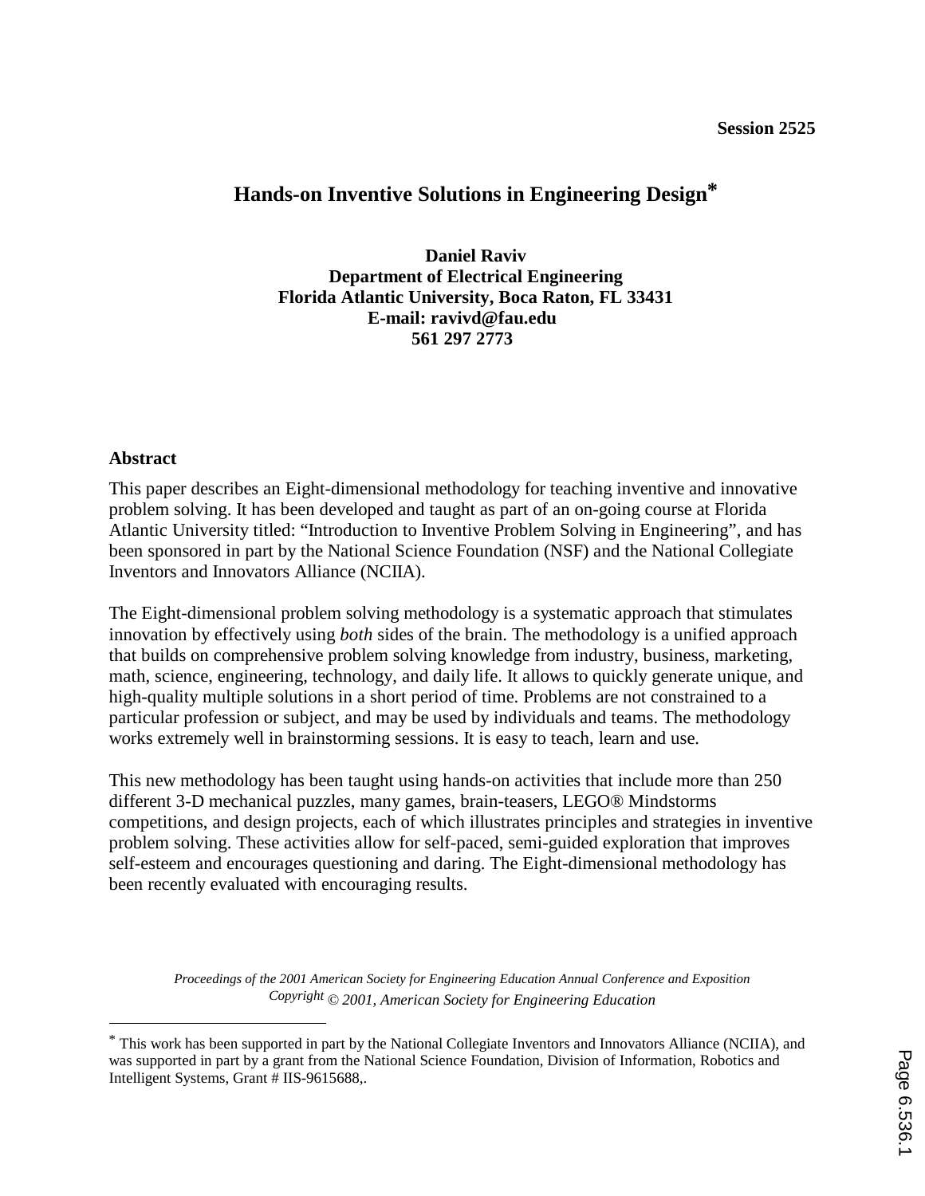Session 2525

# Hands-on Inventive Solutions in Engineering Design*

**Daniel Raviv**
**Department of Electrical Engineering**
**Florida Atlantic University, Boca Raton, FL 33431**
**E-mail: ravivd@fau.edu**
**561 297 2773**

## Abstract

This paper describes an Eight-dimensional methodology for teaching inventive and innovative problem solving. It has been developed and taught as part of an on-going course at Florida Atlantic University titled: "Introduction to Inventive Problem Solving in Engineering", and has been sponsored in part by the National Science Foundation (NSF) and the National Collegiate Inventors and Innovators Alliance (NCIIA).

The Eight-dimensional problem solving methodology is a systematic approach that stimulates innovation by effectively using *both* sides of the brain. The methodology is a unified approach that builds on comprehensive problem solving knowledge from industry, business, marketing, math, science, engineering, technology, and daily life. It allows to quickly generate unique, and high-quality multiple solutions in a short period of time. Problems are not constrained to a particular profession or subject, and may be used by individuals and teams. The methodology works extremely well in brainstorming sessions. It is easy to teach, learn and use.

This new methodology has been taught using hands-on activities that include more than 250 different 3-D mechanical puzzles, many games, brain-teasers, LEGO® Mindstorms competitions, and design projects, each of which illustrates principles and strategies in inventive problem solving. These activities allow for self-paced, semi-guided exploration that improves self-esteem and encourages questioning and daring. The Eight-dimensional methodology has been recently evaluated with encouraging results.

* This work has been supported in part by the National Collegiate Inventors and Innovators Alliance (NCIIA), and was supported in part by a grant from the National Science Foundation, Division of Information, Robotics and Intelligent Systems, Grant # IIS-9615688,.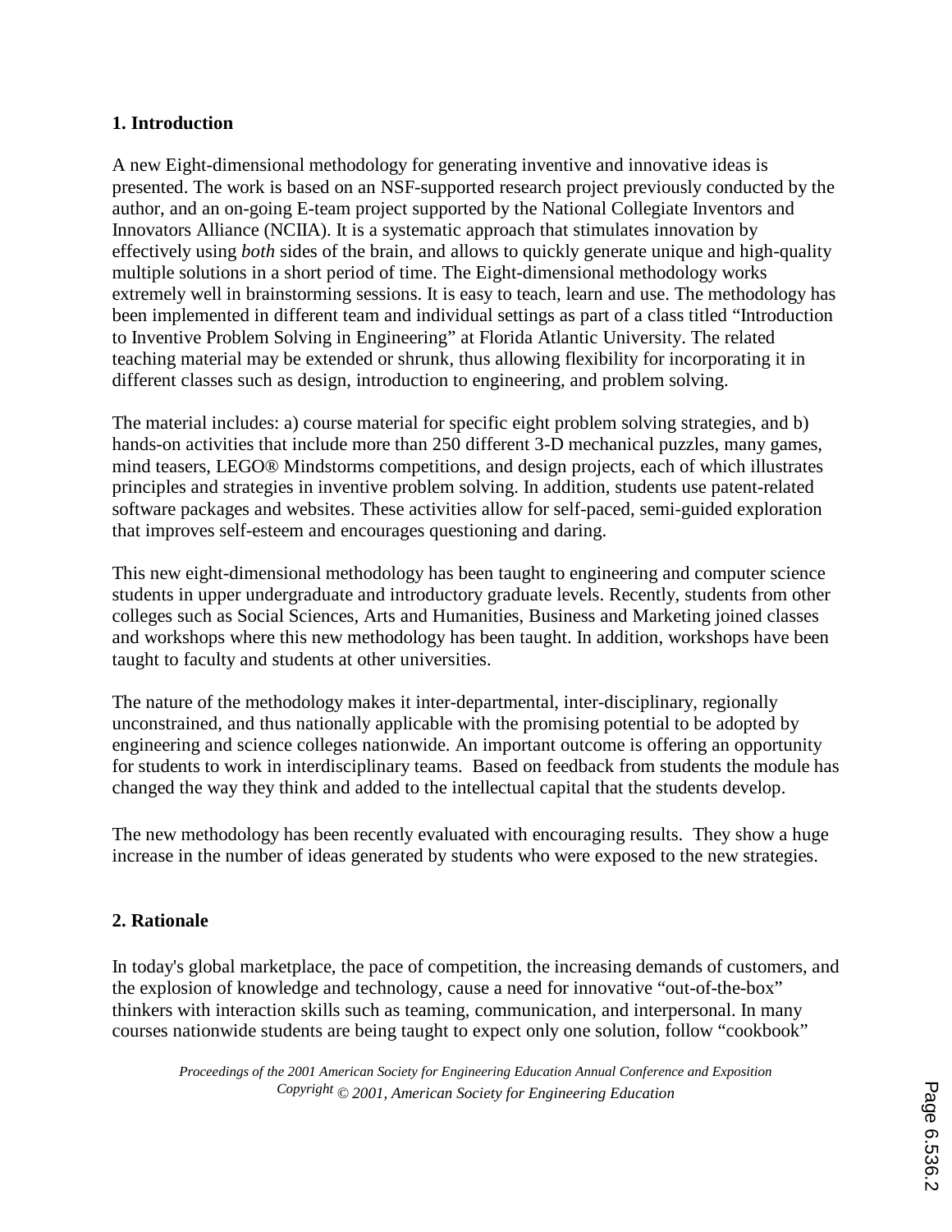## 1. Introduction

A new Eight-dimensional methodology for generating inventive and innovative ideas is presented. The work is based on an NSF-supported research project previously conducted by the author, and an on-going E-team project supported by the National Collegiate Inventors and Innovators Alliance (NCIIA). It is a systematic approach that stimulates innovation by effectively using *both* sides of the brain, and allows to quickly generate unique and high-quality multiple solutions in a short period of time. The Eight-dimensional methodology works extremely well in brainstorming sessions. It is easy to teach, learn and use. The methodology has been implemented in different team and individual settings as part of a class titled "Introduction to Inventive Problem Solving in Engineering" at Florida Atlantic University. The related teaching material may be extended or shrunk, thus allowing flexibility for incorporating it in different classes such as design, introduction to engineering, and problem solving.

The material includes: a) course material for specific eight problem solving strategies, and b) hands-on activities that include more than 250 different 3-D mechanical puzzles, many games, mind teasers, LEGO® Mindstorms competitions, and design projects, each of which illustrates principles and strategies in inventive problem solving. In addition, students use patent-related software packages and websites. These activities allow for self-paced, semi-guided exploration that improves self-esteem and encourages questioning and daring.

This new eight-dimensional methodology has been taught to engineering and computer science students in upper undergraduate and introductory graduate levels. Recently, students from other colleges such as Social Sciences, Arts and Humanities, Business and Marketing joined classes and workshops where this new methodology has been taught. In addition, workshops have been taught to faculty and students at other universities.

The nature of the methodology makes it inter-departmental, inter-disciplinary, regionally unconstrained, and thus nationally applicable with the promising potential to be adopted by engineering and science colleges nationwide. An important outcome is offering an opportunity for students to work in interdisciplinary teams. Based on feedback from students the module has changed the way they think and added to the intellectual capital that the students develop.

The new methodology has been recently evaluated with encouraging results. They show a huge increase in the number of ideas generated by students who were exposed to the new strategies.

## 2. Rationale

In today's global marketplace, the pace of competition, the increasing demands of customers, and the explosion of knowledge and technology, cause a need for innovative "out-of-the-box" thinkers with interaction skills such as teaming, communication, and interpersonal. In many courses nationwide students are being taught to expect only one solution, follow "cookbook"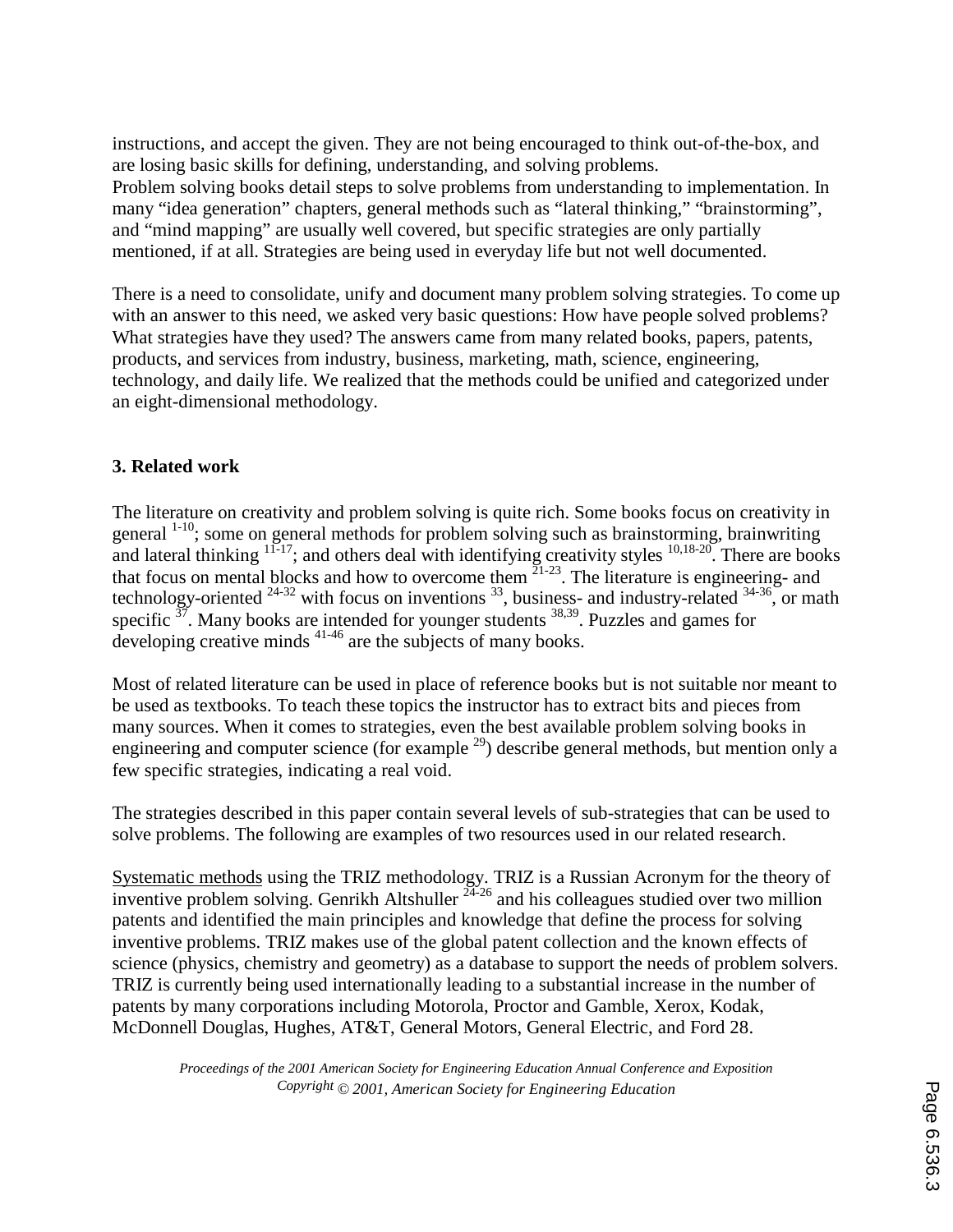instructions, and accept the given. They are not being encouraged to think out-of-the-box, and are losing basic skills for defining, understanding, and solving problems.
Problem solving books detail steps to solve problems from understanding to implementation. In many "idea generation" chapters, general methods such as "lateral thinking," "brainstorming", and "mind mapping" are usually well covered, but specific strategies are only partially mentioned, if at all. Strategies are being used in everyday life but not well documented.

There is a need to consolidate, unify and document many problem solving strategies. To come up with an answer to this need, we asked very basic questions: How have people solved problems? What strategies have they used? The answers came from many related books, papers, patents, products, and services from industry, business, marketing, math, science, engineering, technology, and daily life. We realized that the methods could be unified and categorized under an eight-dimensional methodology.

## 3. Related work

The literature on creativity and problem solving is quite rich. Some books focus on creativity in general [1-10]; some on general methods for problem solving such as brainstorming, brainwriting and lateral thinking [11-17]; and others deal with identifying creativity styles [10,18-20]. There are books that focus on mental blocks and how to overcome them [21-23]. The literature is engineering- and technology-oriented [24-32] with focus on inventions [33], business- and industry-related [34-36], or math specific [37]. Many books are intended for younger students [38,39]. Puzzles and games for developing creative minds [41-46] are the subjects of many books.

Most of related literature can be used in place of reference books but is not suitable nor meant to be used as textbooks. To teach these topics the instructor has to extract bits and pieces from many sources. When it comes to strategies, even the best available problem solving books in engineering and computer science (for example [29]) describe general methods, but mention only a few specific strategies, indicating a real void.

The strategies described in this paper contain several levels of sub-strategies that can be used to solve problems. The following are examples of two resources used in our related research.

Systematic methods using the TRIZ methodology. TRIZ is a Russian Acronym for the theory of inventive problem solving. Genrikh Altshuller [24-26] and his colleagues studied over two million patents and identified the main principles and knowledge that define the process for solving inventive problems. TRIZ makes use of the global patent collection and the known effects of science (physics, chemistry and geometry) as a database to support the needs of problem solvers. TRIZ is currently being used internationally leading to a substantial increase in the number of patents by many corporations including Motorola, Proctor and Gamble, Xerox, Kodak, McDonnell Douglas, Hughes, AT&T, General Motors, General Electric, and Ford 28.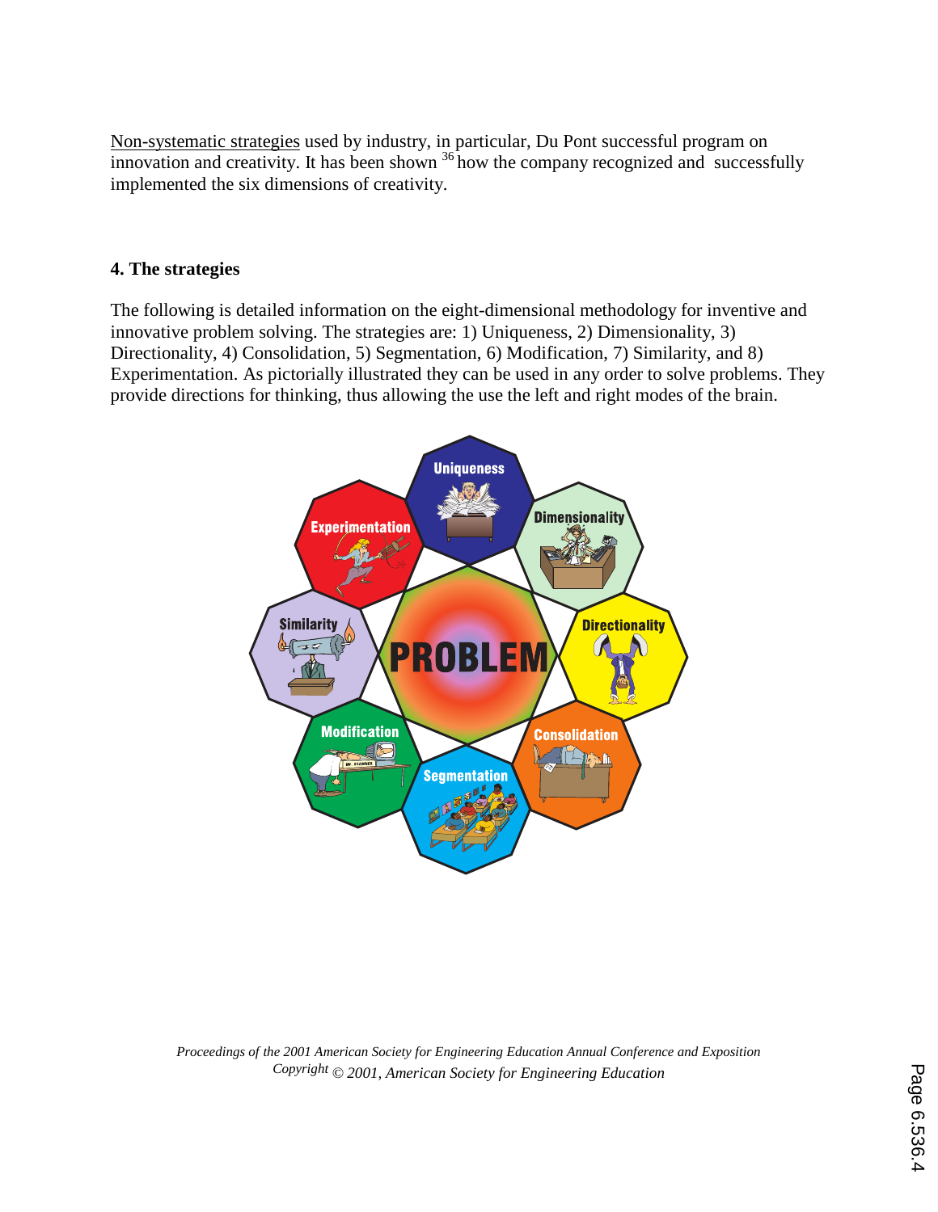Non-systematic strategies used by industry, in particular, Du Pont successful program on innovation and creativity. It has been shown [36] how the company recognized and successfully implemented the six dimensions of creativity.

## 4. The strategies

The following is detailed information on the eight-dimensional methodology for inventive and innovative problem solving. The strategies are: 1) Uniqueness, 2) Dimensionality, 3) Directionality, 4) Consolidation, 5) Segmentation, 6) Modification, 7) Similarity, and 8) Experimentation. As pictorially illustrated they can be used in any order to solve problems. They provide directions for thinking, thus allowing the use the left and right modes of the brain.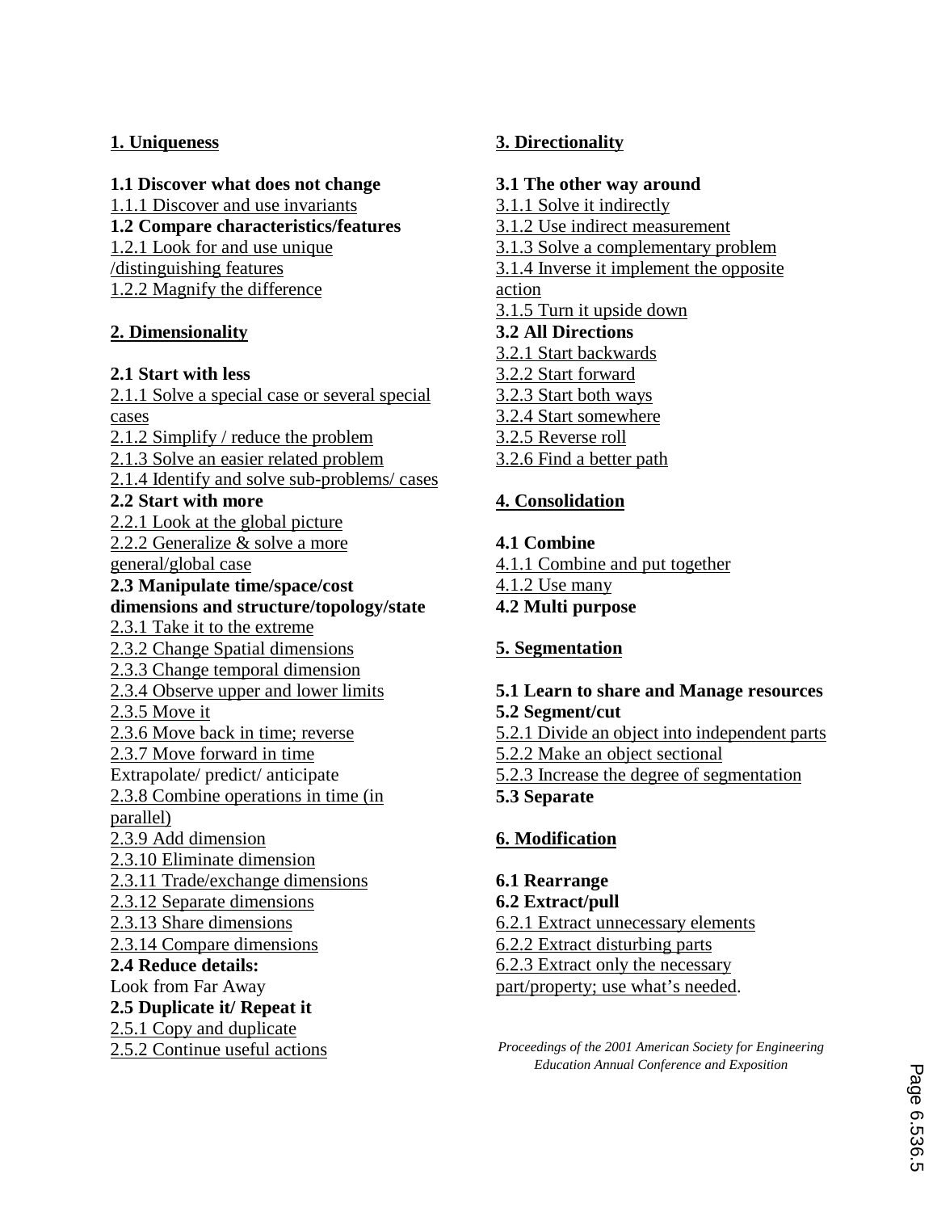**1. Uniqueness**

**1.1 Discover what does not change**
1.1.1 Discover and use invariants
**1.2 Compare characteristics/features**
1.2.1 Look for and use unique /distinguishing features
1.2.2 Magnify the difference

**2. Dimensionality**

**2.1 Start with less**
2.1.1 Solve a special case or several special cases
2.1.2 Simplify / reduce the problem
2.1.3 Solve an easier related problem
2.1.4 Identify and solve sub-problems/ cases
**2.2 Start with more**
2.2.1 Look at the global picture
2.2.2 Generalize & solve a more general/global case
**2.3 Manipulate time/space/cost dimensions and structure/topology/state**
2.3.1 Take it to the extreme
2.3.2 Change Spatial dimensions
2.3.3 Change temporal dimension
2.3.4 Observe upper and lower limits
2.3.5 Move it
2.3.6 Move back in time; reverse
2.3.7 Move forward in time
Extrapolate/ predict/ anticipate
2.3.8 Combine operations in time (in parallel)
2.3.9 Add dimension
2.3.10 Eliminate dimension
2.3.11 Trade/exchange dimensions
2.3.12 Separate dimensions
2.3.13 Share dimensions
2.3.14 Compare dimensions
**2.4 Reduce details:**
Look from Far Away
**2.5 Duplicate it/ Repeat it**
2.5.1 Copy and duplicate
2.5.2 Continue useful actions

**3. Directionality**

**3.1 The other way around**
3.1.1 Solve it indirectly
3.1.2 Use indirect measurement
3.1.3 Solve a complementary problem
3.1.4 Inverse it implement the opposite action
3.1.5 Turn it upside down
**3.2 All Directions**
3.2.1 Start backwards
3.2.2 Start forward
3.2.3 Start both ways
3.2.4 Start somewhere
3.2.5 Reverse roll
3.2.6 Find a better path

**4. Consolidation**

**4.1 Combine**
4.1.1 Combine and put together
4.1.2 Use many
**4.2 Multi purpose**

**5. Segmentation**

**5.1 Learn to share and Manage resources**
**5.2 Segment/cut**
5.2.1 Divide an object into independent parts
5.2.2 Make an object sectional
5.2.3 Increase the degree of segmentation
**5.3 Separate**

**6. Modification**

**6.1 Rearrange**
**6.2 Extract/pull**
6.2.1 Extract unnecessary elements
6.2.2 Extract disturbing parts
6.2.3 Extract only the necessary part/property; use what's needed.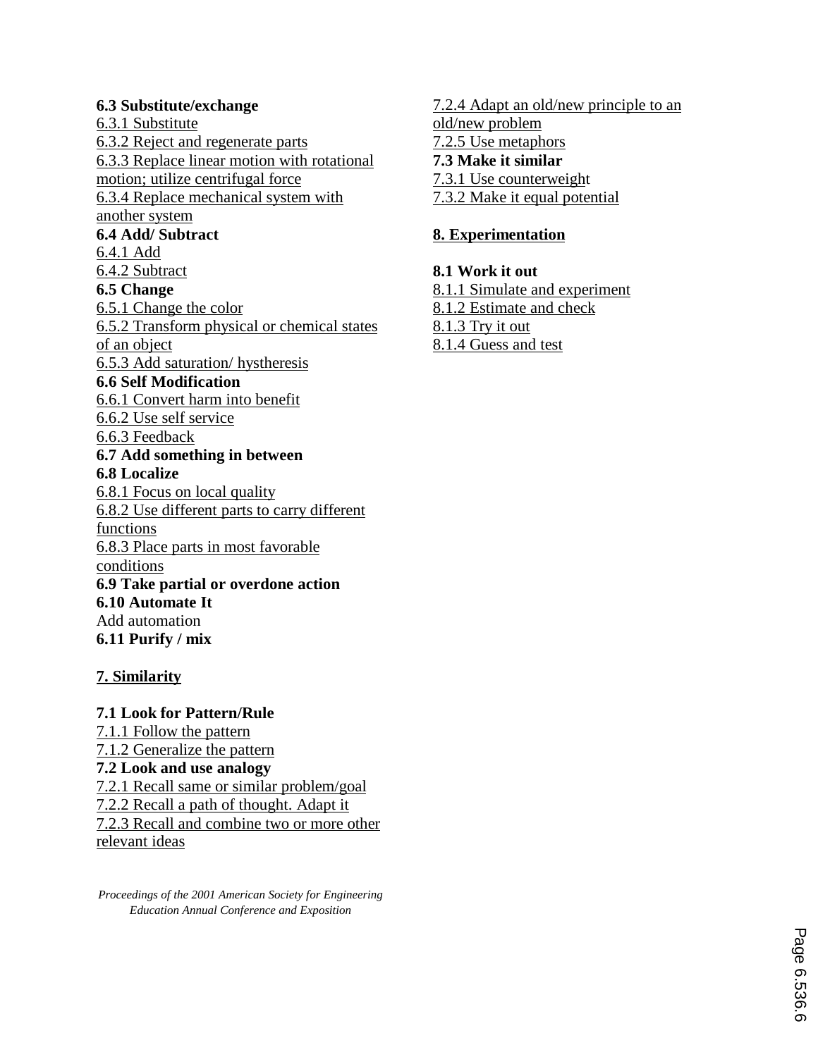**6.3 Substitute/exchange**

6.3.1 Substitute

6.3.2 Reject and regenerate parts

6.3.3 Replace linear motion with rotational motion; utilize centrifugal force

6.3.4 Replace mechanical system with another system

**6.4 Add/ Subtract**

6.4.1 Add

6.4.2 Subtract

**6.5 Change**

6.5.1 Change the color

6.5.2 Transform physical or chemical states of an object

6.5.3 Add saturation/ hystheresis

**6.6 Self Modification**

6.6.1 Convert harm into benefit

6.6.2 Use self service

6.6.3 Feedback

**6.7 Add something in between**

**6.8 Localize**

6.8.1 Focus on local quality

6.8.2 Use different parts to carry different functions

6.8.3 Place parts in most favorable conditions

**6.9 Take partial or overdone action**

**6.10 Automate It**

Add automation

**6.11 Purify / mix**

**7. Similarity**

**7.1 Look for Pattern/Rule**

7.1.1 Follow the pattern

7.1.2 Generalize the pattern

**7.2 Look and use analogy**

7.2.1 Recall same or similar problem/goal

7.2.2 Recall a path of thought. Adapt it

7.2.3 Recall and combine two or more other relevant ideas

7.2.4 Adapt an old/new principle to an old/new problem

7.2.5 Use metaphors

**7.3 Make it similar**

7.3.1 Use counterweight

7.3.2 Make it equal potential

**8. Experimentation**

**8.1 Work it out**

8.1.1 Simulate and experiment

8.1.2 Estimate and check

8.1.3 Try it out

8.1.4 Guess and test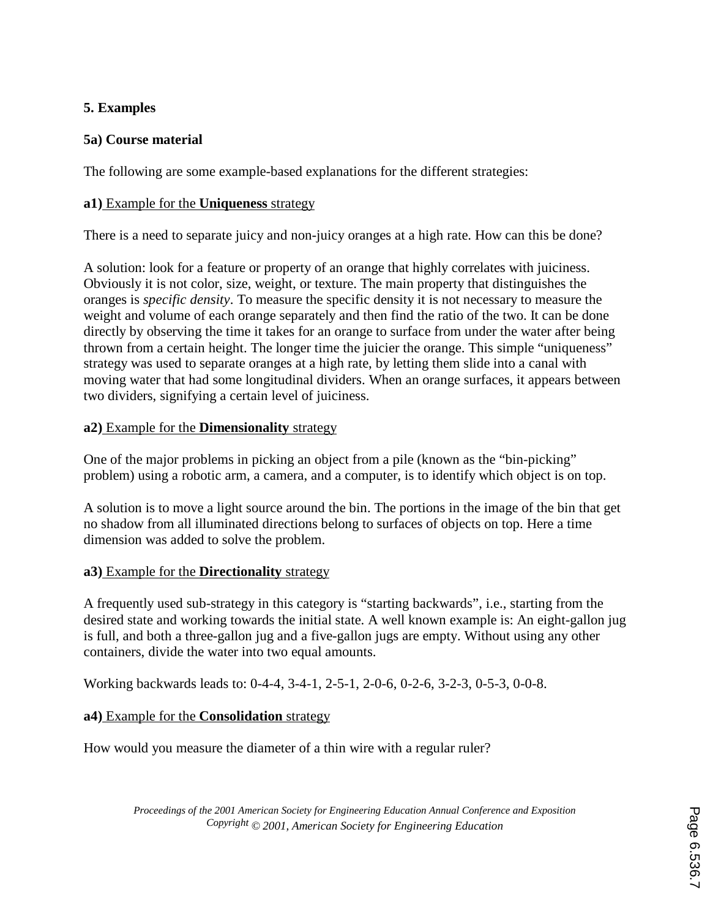## 5. Examples

### 5a) Course material

The following are some example-based explanations for the different strategies:

**a1)** Example for the **Uniqueness** strategy

There is a need to separate juicy and non-juicy oranges at a high rate. How can this be done?

A solution: look for a feature or property of an orange that highly correlates with juiciness. Obviously it is not color, size, weight, or texture. The main property that distinguishes the oranges is *specific density*. To measure the specific density it is not necessary to measure the weight and volume of each orange separately and then find the ratio of the two. It can be done directly by observing the time it takes for an orange to surface from under the water after being thrown from a certain height. The longer time the juicier the orange. This simple "uniqueness" strategy was used to separate oranges at a high rate, by letting them slide into a canal with moving water that had some longitudinal dividers. When an orange surfaces, it appears between two dividers, signifying a certain level of juiciness.

**a2)** Example for the **Dimensionality** strategy

One of the major problems in picking an object from a pile (known as the "bin-picking" problem) using a robotic arm, a camera, and a computer, is to identify which object is on top.

A solution is to move a light source around the bin. The portions in the image of the bin that get no shadow from all illuminated directions belong to surfaces of objects on top. Here a time dimension was added to solve the problem.

**a3)** Example for the **Directionality** strategy

A frequently used sub-strategy in this category is "starting backwards", i.e., starting from the desired state and working towards the initial state. A well known example is: An eight-gallon jug is full, and both a three-gallon jug and a five-gallon jugs are empty. Without using any other containers, divide the water into two equal amounts.

Working backwards leads to: 0-4-4, 3-4-1, 2-5-1, 2-0-6, 0-2-6, 3-2-3, 0-5-3, 0-0-8.

**a4)** Example for the **Consolidation** strategy

How would you measure the diameter of a thin wire with a regular ruler?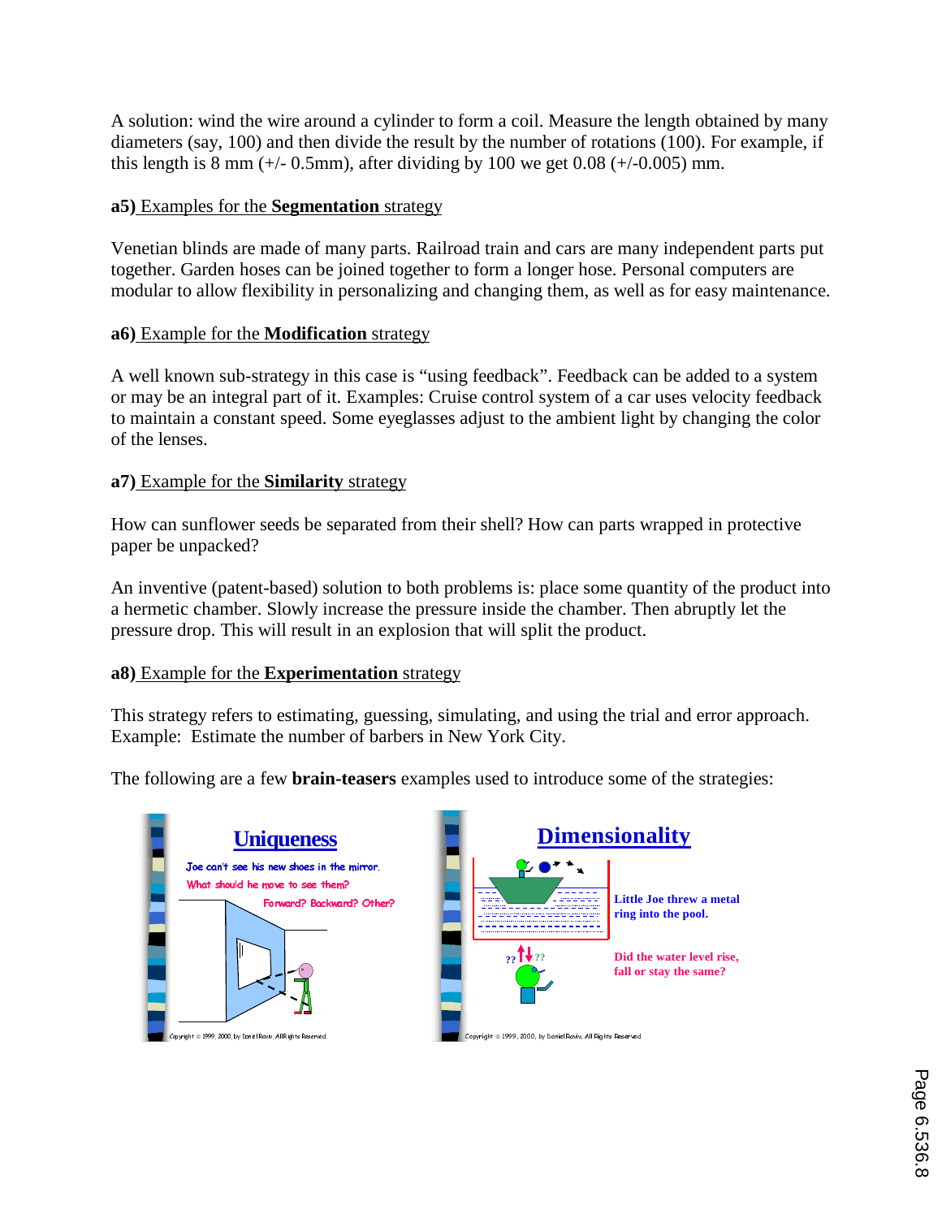A solution: wind the wire around a cylinder to form a coil. Measure the length obtained by many diameters (say, 100) and then divide the result by the number of rotations (100). For example, if this length is 8 mm (+/- 0.5mm), after dividing by 100 we get 0.08 (+/-0.005) mm.

**a5)** Examples for the **Segmentation** strategy

Venetian blinds are made of many parts. Railroad train and cars are many independent parts put together. Garden hoses can be joined together to form a longer hose. Personal computers are modular to allow flexibility in personalizing and changing them, as well as for easy maintenance.

**a6)** Example for the **Modification** strategy

A well known sub-strategy in this case is "using feedback". Feedback can be added to a system or may be an integral part of it. Examples: Cruise control system of a car uses velocity feedback to maintain a constant speed. Some eyeglasses adjust to the ambient light by changing the color of the lenses.

**a7)** Example for the **Similarity** strategy

How can sunflower seeds be separated from their shell? How can parts wrapped in protective paper be unpacked?

An inventive (patent-based) solution to both problems is: place some quantity of the product into a hermetic chamber. Slowly increase the pressure inside the chamber. Then abruptly let the pressure drop. This will result in an explosion that will split the product.

**a8)** Example for the **Experimentation** strategy

This strategy refers to estimating, guessing, simulating, and using the trial and error approach. Example: Estimate the number of barbers in New York City.

The following are a few **brain-teasers** examples used to introduce some of the strategies:

**Uniqueness**

Joe can't see his new shoes in the mirror. What should he move to see them? Forward? Backward? Other?

Copyright © 1999, 2000, by Daniel Raviv, All Rights Reserved.

**Dimensionality**

Little Joe threw a metal ring into the pool.

Did the water level rise, fall or stay the same?

Copyright © 1999, 2000, by Daniel Raviv, All Rights Reserved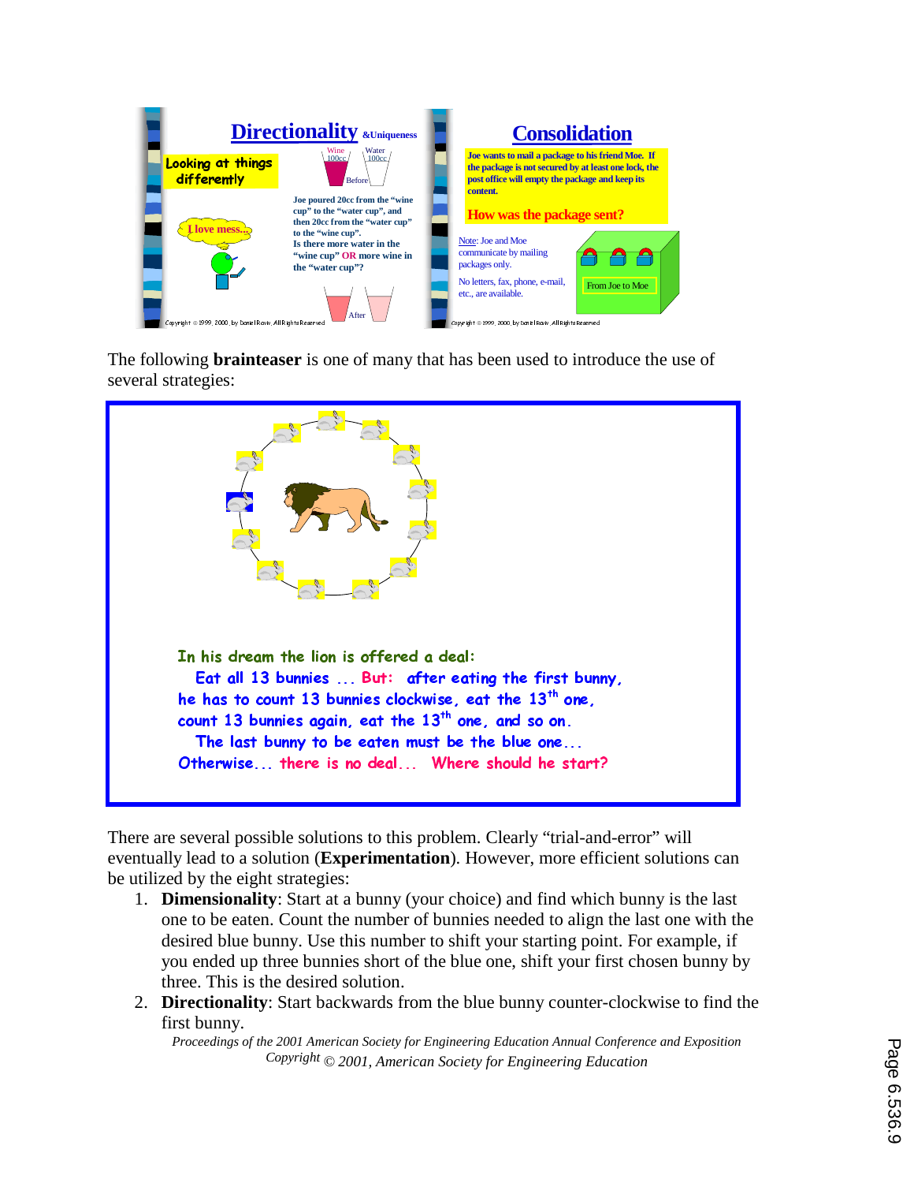The following **brainteaser** is one of many that has been used to introduce the use of several strategies:

In his dream the lion is offered a deal:
Eat all 13 bunnies ... But: after eating the first bunny, he has to count 13 bunnies clockwise, eat the 13th one, count 13 bunnies again, eat the 13th one, and so on.
The last bunny to be eaten must be the blue one...
Otherwise... there is no deal... Where should he start?

There are several possible solutions to this problem. Clearly "trial-and-error" will eventually lead to a solution (**Experimentation**). However, more efficient solutions can be utilized by the eight strategies:

1. **Dimensionality**: Start at a bunny (your choice) and find which bunny is the last one to be eaten. Count the number of bunnies needed to align the last one with the desired blue bunny. Use this number to shift your starting point. For example, if you ended up three bunnies short of the blue one, shift your first chosen bunny by three. This is the desired solution.
2. **Directionality**: Start backwards from the blue bunny counter-clockwise to find the first bunny.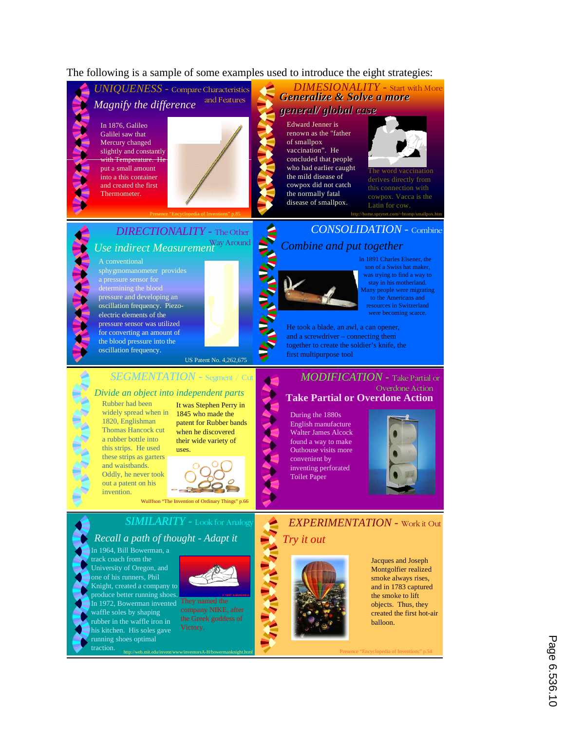The following is a sample of some examples used to introduce the eight strategies:

## UNIQUENESS - Compare Characteristics and Features

*Magnify the difference*

In 1876, Galileo Galilei saw that Mercury changed slightly and constantly with Temperature. He put a small amount into a this container and created the first Thermometer.

Presence "Encyclopedia of Inventions" p.85

## DIMESIONALITY - Start with More

***Generalize & Solve a more general/ global case***

Edward Jenner is renown as the "father of smallpox vaccination". He concluded that people who had earlier caught the mild disease of cowpox did not catch the normally fatal disease of smallpox.

The word vaccination derives directly from this connection with cowpox. Vacca is the Latin for cow.

http://home.sprynet.com/~btomp/smallpox.htm

## DIRECTIONALITY - The Other Way Around

*Use indirect Measurement*

A conventional sphygmomanometer provides a pressure sensor for determining the blood pressure and developing an oscillation frequency. Piezo-electric elements of the pressure sensor was utilized for converting an amount of the blood pressure into the oscillation frequency.

US Patent No. 4,262,675

## CONSOLIDATION - Combine

*Combine and put together*

In 1891 Charles Elsener, the son of a Swiss hat maker, was trying to find a way to stay in his motherland. Many people were migrating to the Americans and resources in Switzerland were becoming scarce.

He took a blade, an awl, a can opener, and a screwdriver – connecting them together to create the soldier's knife, the first multipurpose tool

## SEGMENTATION - Segment / Cut

*Divide an object into independent parts*

Rubber had been widely spread when in 1820, Englishman Thomas Hancock cut a rubber bottle into this strips. He used these strips as garters and waistbands. Oddly, he never took out a patent on his invention.

It was Stephen Perry in 1845 who made the patent for Rubber bands when he discovered their wide variety of uses.

Wulffson "The Invention of Ordinary Things" p.66

## MODIFICATION - Take Partial or Overdone Action

**Take Partial or Overdone Action**

During the 1880s English manufacture Walter James Alcock found a way to make Outhouse visits more convenient by inventing perforated Toilet Paper

## SIMILARITY - Look for Analogy

*Recall a path of thought - Adapt it*

In 1964, Bill Bowerman, a track coach from the University of Oregon, and one of his runners, Phil Knight, created a company to produce better running shoes. In 1972, Bowerman invented waffle soles by shaping rubber in the waffle iron in his kitchen. His soles gave running shoes optimal traction.

They named the company NIKE, after the Greek goddess of Victory.

http://web.mit.edu/invent/www/inventorsA-H/bowermanknight.html

## EXPERIMENTATION - Work it Out

*Try it out*

Jacques and Joseph Montgolfier realized smoke always rises, and in 1783 captured the smoke to lift objects. Thus, they created the first hot-air balloon.

Presence "Encyclopedia of Inventions" p.54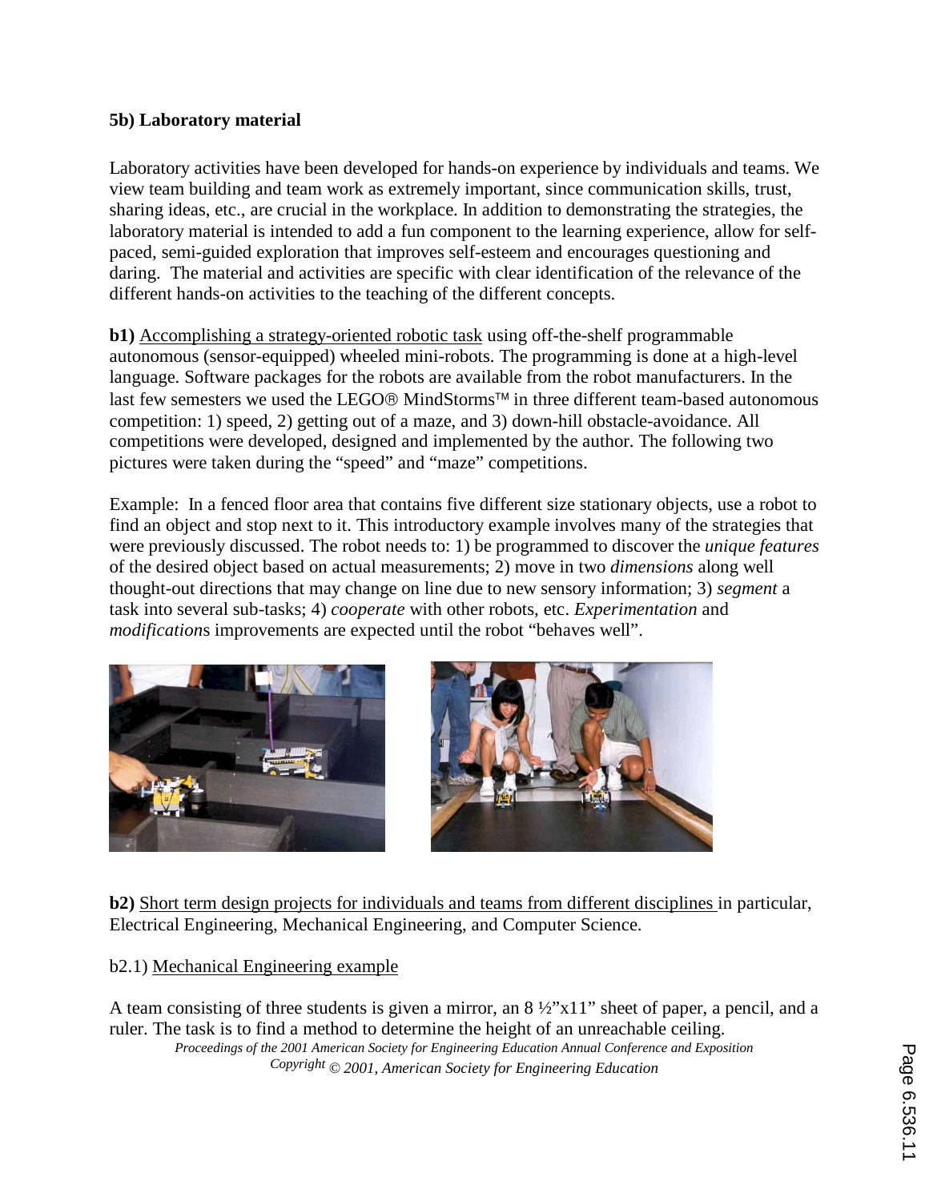**5b) Laboratory material**

Laboratory activities have been developed for hands-on experience by individuals and teams. We view team building and team work as extremely important, since communication skills, trust, sharing ideas, etc., are crucial in the workplace. In addition to demonstrating the strategies, the laboratory material is intended to add a fun component to the learning experience, allow for self-paced, semi-guided exploration that improves self-esteem and encourages questioning and daring. The material and activities are specific with clear identification of the relevance of the different hands-on activities to the teaching of the different concepts.

**b1)** Accomplishing a strategy-oriented robotic task using off-the-shelf programmable autonomous (sensor-equipped) wheeled mini-robots. The programming is done at a high-level language. Software packages for the robots are available from the robot manufacturers. In the last few semesters we used the LEGO® MindStorms™ in three different team-based autonomous competition: 1) speed, 2) getting out of a maze, and 3) down-hill obstacle-avoidance. All competitions were developed, designed and implemented by the author. The following two pictures were taken during the "speed" and "maze" competitions.

Example: In a fenced floor area that contains five different size stationary objects, use a robot to find an object and stop next to it. This introductory example involves many of the strategies that were previously discussed. The robot needs to: 1) be programmed to discover the *unique features* of the desired object based on actual measurements; 2) move in two *dimensions* along well thought-out directions that may change on line due to new sensory information; 3) *segment* a task into several sub-tasks; 4) *cooperate* with other robots, etc. *Experimentation* and *modification*s improvements are expected until the robot "behaves well".

**b2)** Short term design projects for individuals and teams from different disciplines in particular, Electrical Engineering, Mechanical Engineering, and Computer Science.

b2.1) Mechanical Engineering example

A team consisting of three students is given a mirror, an 8 ½"x11" sheet of paper, a pencil, and a ruler. The task is to find a method to determine the height of an unreachable ceiling.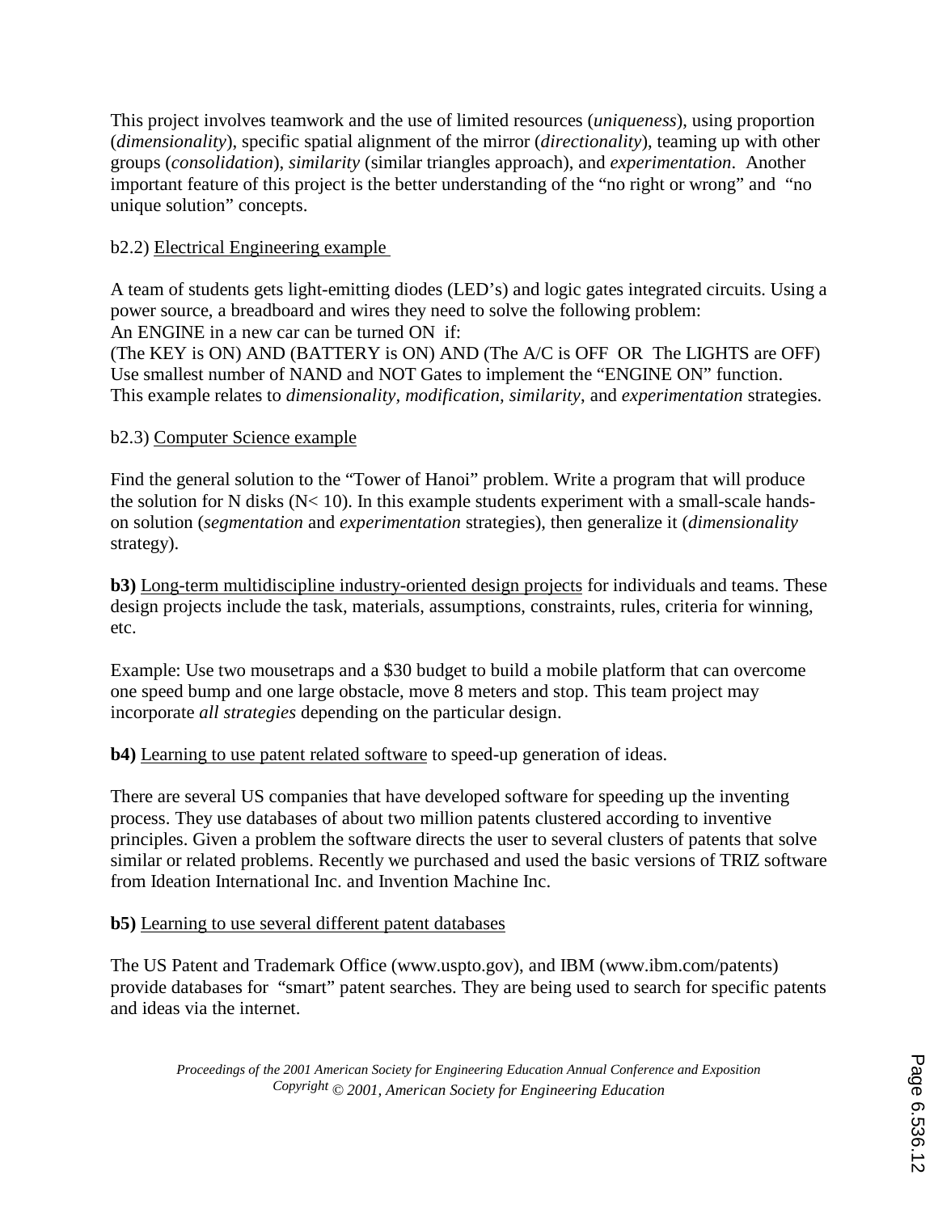This project involves teamwork and the use of limited resources (*uniqueness*), using proportion (*dimensionality*), specific spatial alignment of the mirror (*directionality*), teaming up with other groups (*consolidation*), *similarity* (similar triangles approach), and *experimentation*. Another important feature of this project is the better understanding of the "no right or wrong" and "no unique solution" concepts.

b2.2) Electrical Engineering example

A team of students gets light-emitting diodes (LED's) and logic gates integrated circuits. Using a power source, a breadboard and wires they need to solve the following problem:
An ENGINE in a new car can be turned ON if:
(The KEY is ON) AND (BATTERY is ON) AND (The A/C is OFF OR The LIGHTS are OFF)
Use smallest number of NAND and NOT Gates to implement the "ENGINE ON" function.
This example relates to *dimensionality, modification, similarity*, and *experimentation* strategies.

b2.3) Computer Science example

Find the general solution to the "Tower of Hanoi" problem. Write a program that will produce the solution for N disks (N< 10). In this example students experiment with a small-scale hands-on solution (*segmentation* and *experimentation* strategies), then generalize it (*dimensionality* strategy).

**b3)** Long-term multidiscipline industry-oriented design projects for individuals and teams. These design projects include the task, materials, assumptions, constraints, rules, criteria for winning, etc.

Example: Use two mousetraps and a $30 budget to build a mobile platform that can overcome one speed bump and one large obstacle, move 8 meters and stop. This team project may incorporate *all strategies* depending on the particular design.

**b4)** Learning to use patent related software to speed-up generation of ideas.

There are several US companies that have developed software for speeding up the inventing process. They use databases of about two million patents clustered according to inventive principles. Given a problem the software directs the user to several clusters of patents that solve similar or related problems. Recently we purchased and used the basic versions of TRIZ software from Ideation International Inc. and Invention Machine Inc.

**b5)** Learning to use several different patent databases

The US Patent and Trademark Office (www.uspto.gov), and IBM (www.ibm.com/patents) provide databases for "smart" patent searches. They are being used to search for specific patents and ideas via the internet.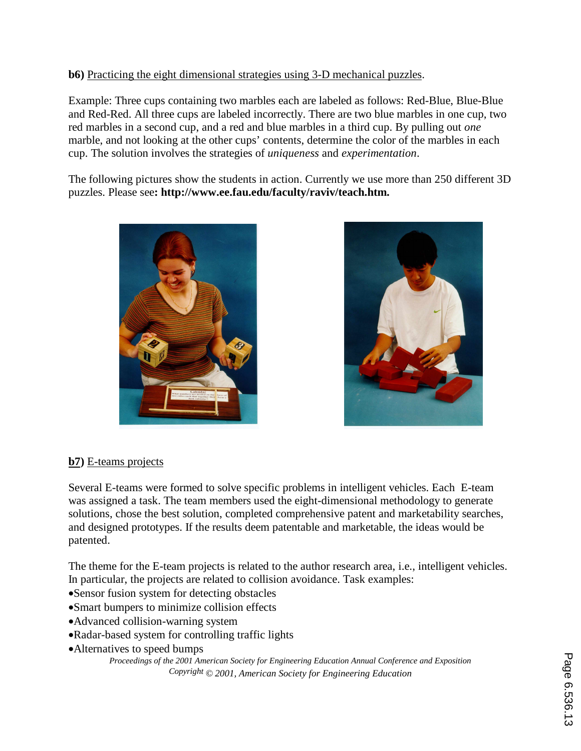**b6)** Practicing the eight dimensional strategies using 3-D mechanical puzzles.

Example: Three cups containing two marbles each are labeled as follows: Red-Blue, Blue-Blue and Red-Red. All three cups are labeled incorrectly. There are two blue marbles in one cup, two red marbles in a second cup, and a red and blue marbles in a third cup. By pulling out *one* marble, and not looking at the other cups' contents, determine the color of the marbles in each cup. The solution involves the strategies of *uniqueness* and *experimentation*.

The following pictures show the students in action. Currently we use more than 250 different 3D puzzles. Please see**: http://www.ee.fau.edu/faculty/raviv/teach.htm.**

**b7)** E-teams projects

Several E-teams were formed to solve specific problems in intelligent vehicles. Each E-team was assigned a task. The team members used the eight-dimensional methodology to generate solutions, chose the best solution, completed comprehensive patent and marketability searches, and designed prototypes. If the results deem patentable and marketable, the ideas would be patented.

The theme for the E-team projects is related to the author research area, i.e., intelligent vehicles. In particular, the projects are related to collision avoidance. Task examples:

- Sensor fusion system for detecting obstacles
- Smart bumpers to minimize collision effects
- Advanced collision-warning system
- Radar-based system for controlling traffic lights
- Alternatives to speed bumps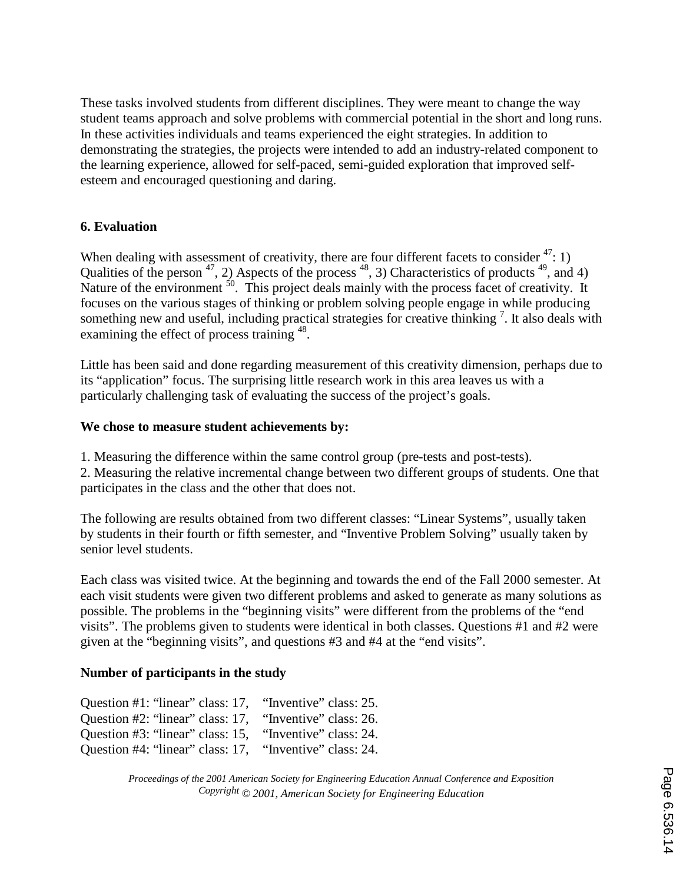These tasks involved students from different disciplines. They were meant to change the way student teams approach and solve problems with commercial potential in the short and long runs. In these activities individuals and teams experienced the eight strategies. In addition to demonstrating the strategies, the projects were intended to add an industry-related component to the learning experience, allowed for self-paced, semi-guided exploration that improved self-esteem and encouraged questioning and daring.

## 6. Evaluation

When dealing with assessment of creativity, there are four different facets to consider [47]: 1) Qualities of the person [47], 2) Aspects of the process [48], 3) Characteristics of products [49], and 4) Nature of the environment [50]. This project deals mainly with the process facet of creativity. It focuses on the various stages of thinking or problem solving people engage in while producing something new and useful, including practical strategies for creative thinking [7]. It also deals with examining the effect of process training [48].

Little has been said and done regarding measurement of this creativity dimension, perhaps due to its "application" focus. The surprising little research work in this area leaves us with a particularly challenging task of evaluating the success of the project's goals.

**We chose to measure student achievements by:**

1. Measuring the difference within the same control group (pre-tests and post-tests).
2. Measuring the relative incremental change between two different groups of students. One that participates in the class and the other that does not.

The following are results obtained from two different classes: "Linear Systems", usually taken by students in their fourth or fifth semester, and "Inventive Problem Solving" usually taken by senior level students.

Each class was visited twice. At the beginning and towards the end of the Fall 2000 semester. At each visit students were given two different problems and asked to generate as many solutions as possible. The problems in the "beginning visits" were different from the problems of the "end visits". The problems given to students were identical in both classes. Questions #1 and #2 were given at the "beginning visits", and questions #3 and #4 at the "end visits".

**Number of participants in the study**

Question #1: "linear" class: 17, "Inventive" class: 25.
Question #2: "linear" class: 17, "Inventive" class: 26.
Question #3: "linear" class: 15, "Inventive" class: 24.
Question #4: "linear" class: 17, "Inventive" class: 24.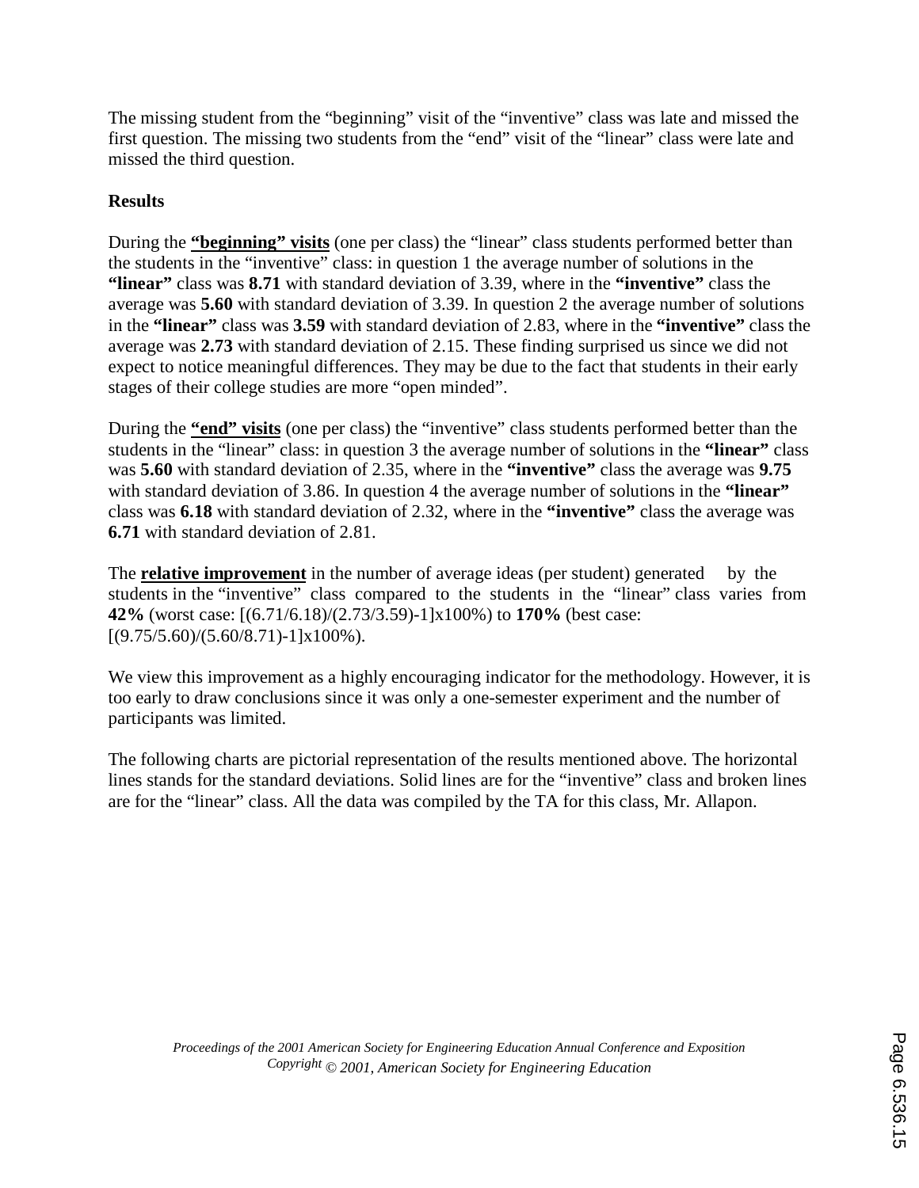The missing student from the "beginning" visit of the "inventive" class was late and missed the first question. The missing two students from the "end" visit of the "linear" class were late and missed the third question.

**Results**

During the **"beginning" visits** (one per class) the "linear" class students performed better than the students in the "inventive" class: in question 1 the average number of solutions in the **"linear"** class was **8.71** with standard deviation of 3.39, where in the **"inventive"** class the average was **5.60** with standard deviation of 3.39. In question 2 the average number of solutions in the **"linear"** class was **3.59** with standard deviation of 2.83, where in the **"inventive"** class the average was **2.73** with standard deviation of 2.15. These finding surprised us since we did not expect to notice meaningful differences. They may be due to the fact that students in their early stages of their college studies are more "open minded".

During the **"end" visits** (one per class) the "inventive" class students performed better than the students in the "linear" class: in question 3 the average number of solutions in the **"linear"** class was **5.60** with standard deviation of 2.35, where in the **"inventive"** class the average was **9.75** with standard deviation of 3.86. In question 4 the average number of solutions in the **"linear"** class was **6.18** with standard deviation of 2.32, where in the **"inventive"** class the average was **6.71** with standard deviation of 2.81.

The **relative improvement** in the number of average ideas (per student) generated by the students in the "inventive" class compared to the students in the "linear" class varies from **42%** (worst case: [(6.71/6.18)/(2.73/3.59)-1]x100%) to **170%** (best case: [(9.75/5.60)/(5.60/8.71)-1]x100%).

We view this improvement as a highly encouraging indicator for the methodology. However, it is too early to draw conclusions since it was only a one-semester experiment and the number of participants was limited.

The following charts are pictorial representation of the results mentioned above. The horizontal lines stands for the standard deviations. Solid lines are for the "inventive" class and broken lines are for the "linear" class. All the data was compiled by the TA for this class, Mr. Allapon.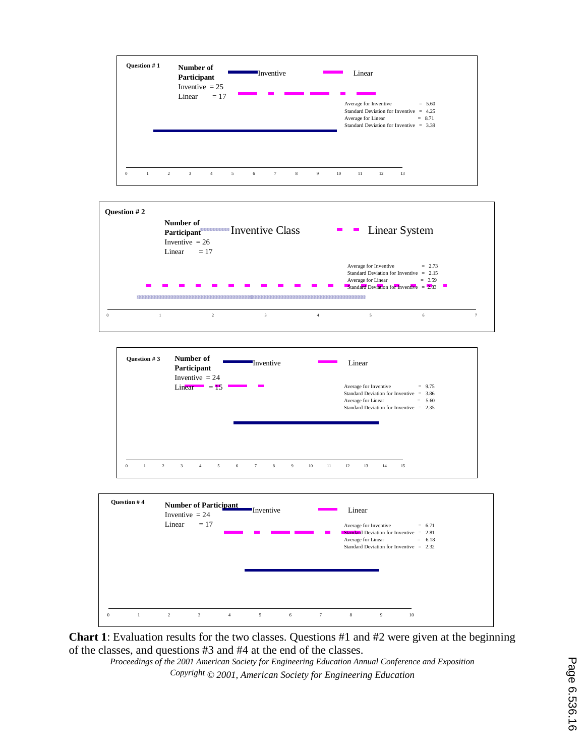**Question # 1**

**Number of Participant**
Inventive = 25
Linear = 17

Inventive
Linear

Average for Inventive = 5.60
Standard Deviation for Inventive = 4.25
Average for Linear = 8.71
Standard Deviation for Inventive = 3.39

0 1 2 3 4 5 6 7 8 9 10 11 12 13

**Question # 2**

**Number of Participant**
Inventive = 26
Linear = 17

Inventive Class
Linear System

Average for Inventive = 2.73
Standard Deviation for Inventive = 2.15
Average for Linear = 3.59
Standard Deviation for Inventive = 2.83

0 1 2 3 4 5 6 7

**Question # 3**

**Number of Participant**
Inventive = 24
Linear = 15

Inventive
Linear

Average for Inventive = 9.75
Standard Deviation for Inventive = 3.86
Average for Linear = 5.60
Standard Deviation for Inventive = 2.35

0 1 2 3 4 5 6 7 8 9 10 11 12 13 14 15

**Question # 4**

**Number of Participant**
Inventive = 24
Linear = 17

Inventive
Linear

Average for Inventive = 6.71
Standard Deviation for Inventive = 2.81
Average for Linear = 6.18
Standard Deviation for Inventive = 2.32

0 1 2 3 4 5 6 7 8 9 10

**Chart 1**: Evaluation results for the two classes. Questions #1 and #2 were given at the beginning of the classes, and questions #3 and #4 at the end of the classes.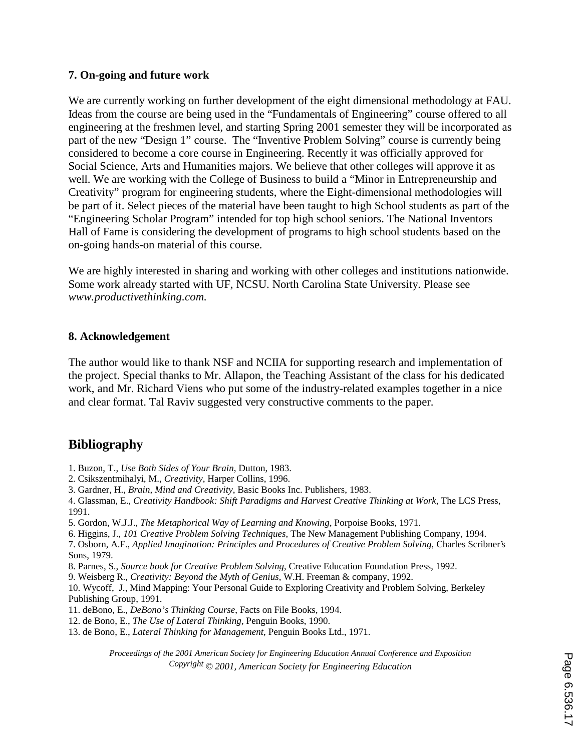## 7. On-going and future work

We are currently working on further development of the eight dimensional methodology at FAU. Ideas from the course are being used in the "Fundamentals of Engineering" course offered to all engineering at the freshmen level, and starting Spring 2001 semester they will be incorporated as part of the new "Design 1" course. The "Inventive Problem Solving" course is currently being considered to become a core course in Engineering. Recently it was officially approved for Social Science, Arts and Humanities majors. We believe that other colleges will approve it as well. We are working with the College of Business to build a "Minor in Entrepreneurship and Creativity" program for engineering students, where the Eight-dimensional methodologies will be part of it. Select pieces of the material have been taught to high School students as part of the "Engineering Scholar Program" intended for top high school seniors. The National Inventors Hall of Fame is considering the development of programs to high school students based on the on-going hands-on material of this course.

We are highly interested in sharing and working with other colleges and institutions nationwide. Some work already started with UF, NCSU. North Carolina State University. Please see *www.productivethinking.com.*

## 8. Acknowledgement

The author would like to thank NSF and NCIIA for supporting research and implementation of the project. Special thanks to Mr. Allapon, the Teaching Assistant of the class for his dedicated work, and Mr. Richard Viens who put some of the industry-related examples together in a nice and clear format. Tal Raviv suggested very constructive comments to the paper.

# Bibliography

1. Buzon, T., *Use Both Sides of Your Brain*, Dutton, 1983.
2. Csikszentmihalyi, M., *Creativity*, Harper Collins, 1996.
3. Gardner, H., *Brain, Mind and Creativity*, Basic Books Inc. Publishers, 1983.
4. Glassman, E., *Creativity Handbook: Shift Paradigms and Harvest Creative Thinking at Work*, The LCS Press, 1991.
5. Gordon, W.J.J., *The Metaphorical Way of Learning and Knowing*, Porpoise Books, 1971.
6. Higgins, J., *101 Creative Problem Solving Techniques*, The New Management Publishing Company, 1994.
7. Osborn, A.F., *Applied Imagination: Principles and Procedures of Creative Problem Solving*, Charles Scribner's Sons, 1979.
8. Parnes, S., *Source book for Creative Problem Solving*, Creative Education Foundation Press, 1992.
9. Weisberg R., *Creativity: Beyond the Myth of Genius*, W.H. Freeman & company, 1992.
10. Wycoff, J., Mind Mapping: Your Personal Guide to Exploring Creativity and Problem Solving, Berkeley Publishing Group, 1991.
11. deBono, E., *DeBono's Thinking Course*, Facts on File Books, 1994.
12. de Bono, E., *The Use of Lateral Thinking*, Penguin Books, 1990.
13. de Bono, E., *Lateral Thinking for Management*, Penguin Books Ltd., 1971.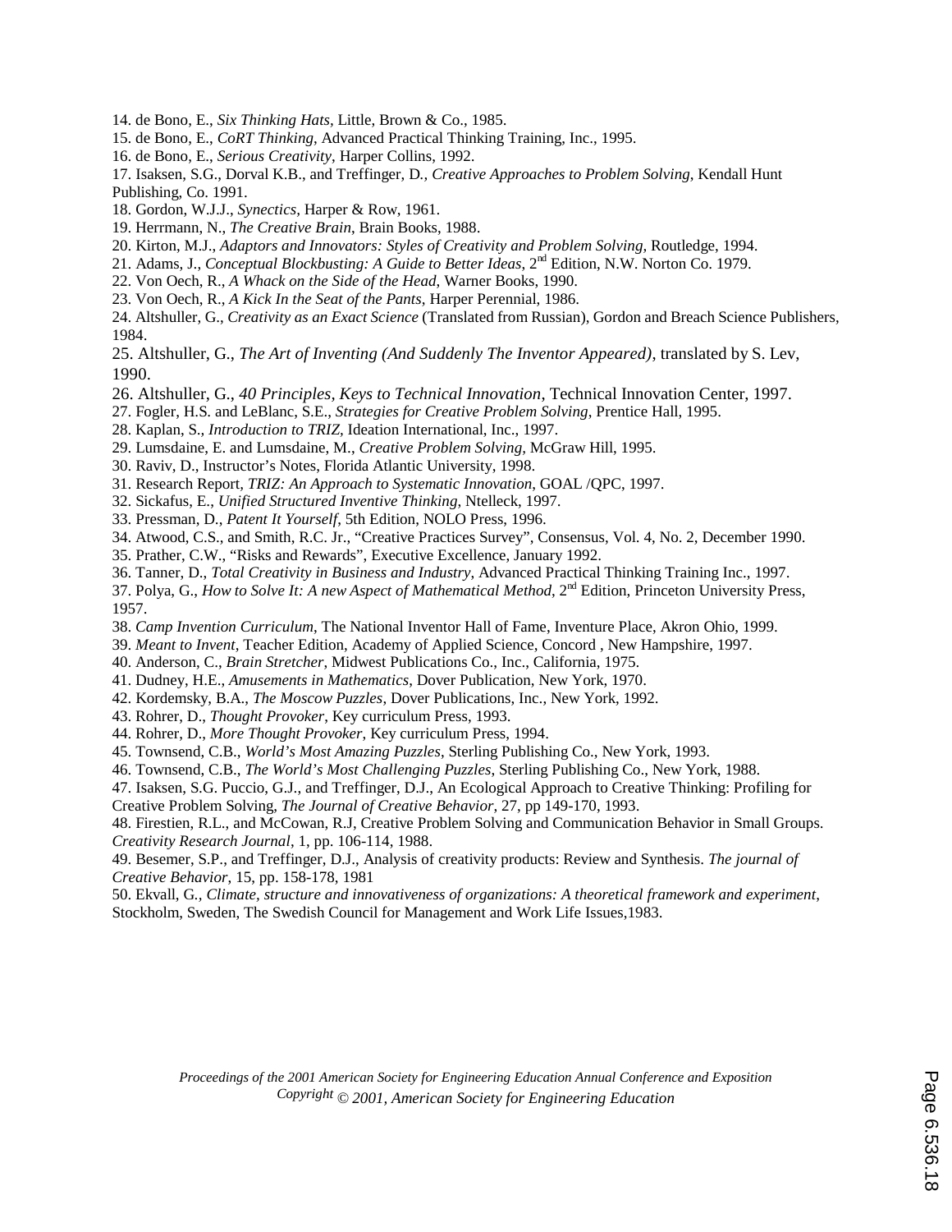14. de Bono, E., *Six Thinking Hats*, Little, Brown & Co., 1985.
15. de Bono, E., *CoRT Thinking*, Advanced Practical Thinking Training, Inc., 1995.
16. de Bono, E., *Serious Creativity*, Harper Collins, 1992.
17. Isaksen, S.G., Dorval K.B., and Treffinger, D., *Creative Approaches to Problem Solving*, Kendall Hunt Publishing, Co. 1991.
18. Gordon, W.J.J., *Synectics*, Harper & Row, 1961.
19. Herrmann, N., *The Creative Brain*, Brain Books, 1988.
20. Kirton, M.J., *Adaptors and Innovators: Styles of Creativity and Problem Solving*, Routledge, 1994.
21. Adams, J., *Conceptual Blockbusting: A Guide to Better Ideas*, 2nd Edition, N.W. Norton Co. 1979.
22. Von Oech, R., *A Whack on the Side of the Head*, Warner Books, 1990.
23. Von Oech, R., *A Kick In the Seat of the Pants*, Harper Perennial, 1986.
24. Altshuller, G., *Creativity as an Exact Science* (Translated from Russian), Gordon and Breach Science Publishers, 1984.
25. Altshuller, G., *The Art of Inventing (And Suddenly The Inventor Appeared)*, translated by S. Lev, 1990.
26. Altshuller, G., *40 Principles, Keys to Technical Innovation*, Technical Innovation Center, 1997.
27. Fogler, H.S. and LeBlanc, S.E., *Strategies for Creative Problem Solving*, Prentice Hall, 1995.
28. Kaplan, S., *Introduction to TRIZ*, Ideation International, Inc., 1997.
29. Lumsdaine, E. and Lumsdaine, M., *Creative Problem Solving*, McGraw Hill, 1995.
30. Raviv, D., Instructor's Notes, Florida Atlantic University, 1998.
31. Research Report, *TRIZ: An Approach to Systematic Innovation*, GOAL /QPC, 1997.
32. Sickafus, E., *Unified Structured Inventive Thinking*, Ntelleck, 1997.
33. Pressman, D., *Patent It Yourself*, 5th Edition, NOLO Press, 1996.
34. Atwood, C.S., and Smith, R.C. Jr., "Creative Practices Survey", Consensus, Vol. 4, No. 2, December 1990.
35. Prather, C.W., "Risks and Rewards", Executive Excellence, January 1992.
36. Tanner, D., *Total Creativity in Business and Industry*, Advanced Practical Thinking Training Inc., 1997.
37. Polya, G., *How to Solve It: A new Aspect of Mathematical Method*, 2nd Edition, Princeton University Press, 1957.
38. *Camp Invention Curriculum*, The National Inventor Hall of Fame, Inventure Place, Akron Ohio, 1999.
39. *Meant to Invent*, Teacher Edition, Academy of Applied Science, Concord , New Hampshire, 1997.
40. Anderson, C., *Brain Stretcher*, Midwest Publications Co., Inc., California, 1975.
41. Dudney, H.E., *Amusements in Mathematics*, Dover Publication, New York, 1970.
42. Kordemsky, B.A., *The Moscow Puzzles*, Dover Publications, Inc., New York, 1992.
43. Rohrer, D., *Thought Provoker*, Key curriculum Press, 1993.
44. Rohrer, D., *More Thought Provoker*, Key curriculum Press, 1994.
45. Townsend, C.B., *World's Most Amazing Puzzles*, Sterling Publishing Co., New York, 1993.
46. Townsend, C.B., *The World's Most Challenging Puzzles*, Sterling Publishing Co., New York, 1988.
47. Isaksen, S.G. Puccio, G.J., and Treffinger, D.J., An Ecological Approach to Creative Thinking: Profiling for Creative Problem Solving, *The Journal of Creative Behavior*, 27, pp 149-170, 1993.
48. Firestien, R.L., and McCowan, R.J, Creative Problem Solving and Communication Behavior in Small Groups. *Creativity Research Journal*, 1, pp. 106-114, 1988.
49. Besemer, S.P., and Treffinger, D.J., Analysis of creativity products: Review and Synthesis. *The journal of Creative Behavior*, 15, pp. 158-178, 1981
50. Ekvall, G., *Climate, structure and innovativeness of organizations: A theoretical framework and experiment*, Stockholm, Sweden, The Swedish Council for Management and Work Life Issues,1983.